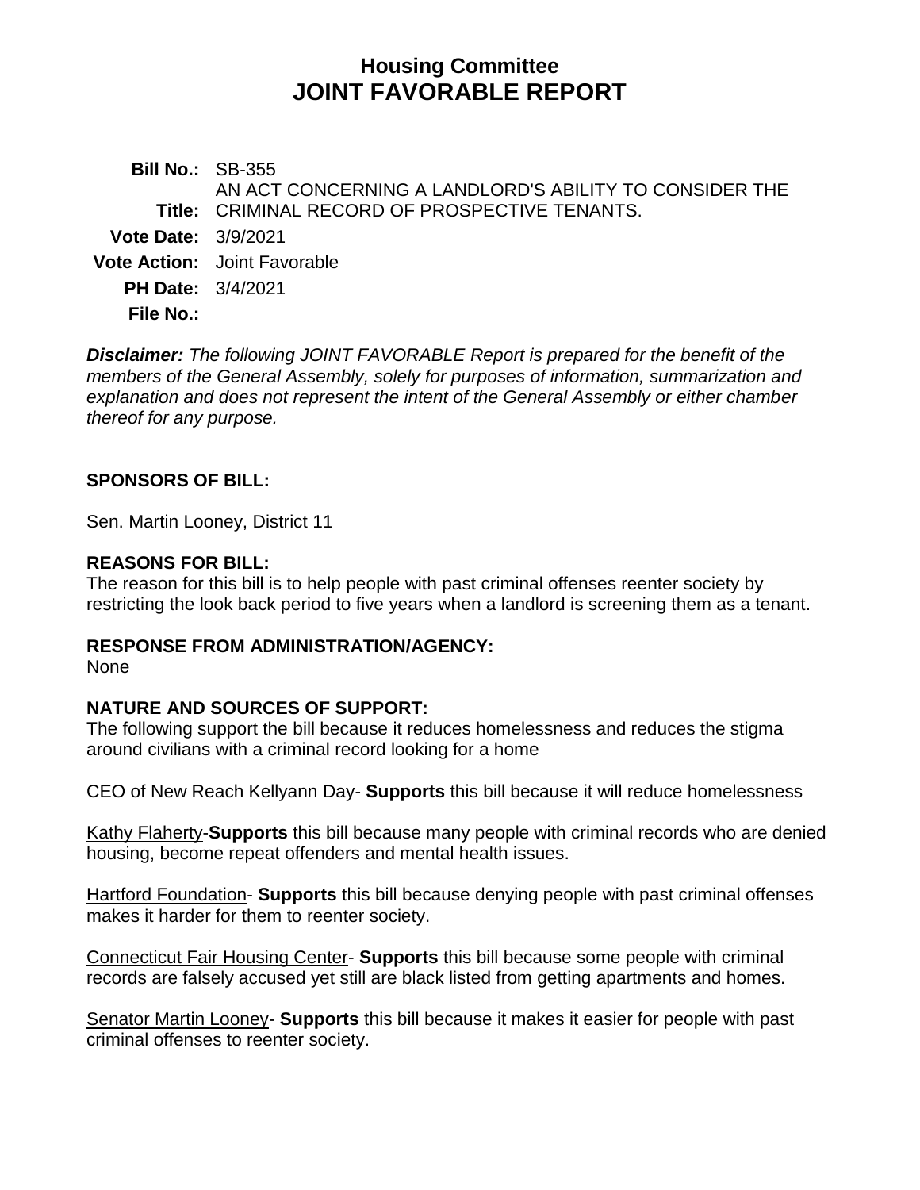# Housing Committee
# JOINT FAVORABLE REPORT

**Bill No.:** SB-355

**Title:** AN ACT CONCERNING A LANDLORD'S ABILITY TO CONSIDER THE CRIMINAL RECORD OF PROSPECTIVE TENANTS.

**Vote Date:** 3/9/2021

**Vote Action:** Joint Favorable

**PH Date:** 3/4/2021

**File No.:**

***Disclaimer:*** *The following JOINT FAVORABLE Report is prepared for the benefit of the members of the General Assembly, solely for purposes of information, summarization and explanation and does not represent the intent of the General Assembly or either chamber thereof for any purpose.*

## SPONSORS OF BILL:

Sen. Martin Looney, District 11

## REASONS FOR BILL:

The reason for this bill is to help people with past criminal offenses reenter society by restricting the look back period to five years when a landlord is screening them as a tenant.

## RESPONSE FROM ADMINISTRATION/AGENCY:

None

## NATURE AND SOURCES OF SUPPORT:

The following support the bill because it reduces homelessness and reduces the stigma around civilians with a criminal record looking for a home

CEO of New Reach Kellyann Day- **Supports** this bill because it will reduce homelessness

Kathy Flaherty-**Supports** this bill because many people with criminal records who are denied housing, become repeat offenders and mental health issues.

Hartford Foundation- **Supports** this bill because denying people with past criminal offenses makes it harder for them to reenter society.

Connecticut Fair Housing Center- **Supports** this bill because some people with criminal records are falsely accused yet still are black listed from getting apartments and homes.

Senator Martin Looney- **Supports** this bill because it makes it easier for people with past criminal offenses to reenter society.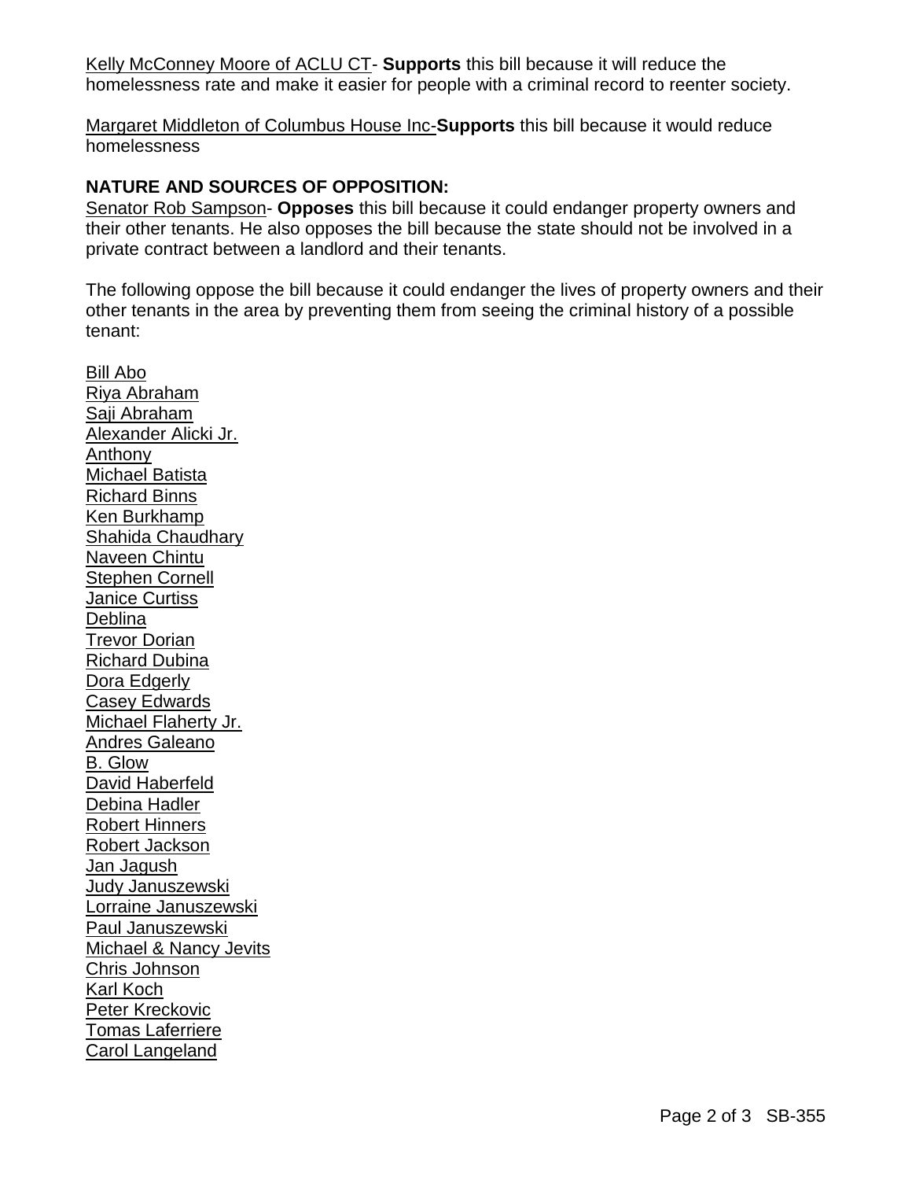Kelly McConney Moore of ACLU CT- **Supports** this bill because it will reduce the homelessness rate and make it easier for people with a criminal record to reenter society.

Margaret Middleton of Columbus House Inc-**Supports** this bill because it would reduce homelessness

**NATURE AND SOURCES OF OPPOSITION:**

Senator Rob Sampson- **Opposes** this bill because it could endanger property owners and their other tenants. He also opposes the bill because the state should not be involved in a private contract between a landlord and their tenants.

The following oppose the bill because it could endanger the lives of property owners and their other tenants in the area by preventing them from seeing the criminal history of a possible tenant:

Bill Abo
Riya Abraham
Saji Abraham
Alexander Alicki Jr.
Anthony
Michael Batista
Richard Binns
Ken Burkhamp
Shahida Chaudhary
Naveen Chintu
Stephen Cornell
Janice Curtiss
Deblina
Trevor Dorian
Richard Dubina
Dora Edgerly
Casey Edwards
Michael Flaherty Jr.
Andres Galeano
B. Glow
David Haberfeld
Debina Hadler
Robert Hinners
Robert Jackson
Jan Jagush
Judy Januszewski
Lorraine Januszewski
Paul Januszewski
Michael & Nancy Jevits
Chris Johnson
Karl Koch
Peter Kreckovic
Tomas Laferriere
Carol Langeland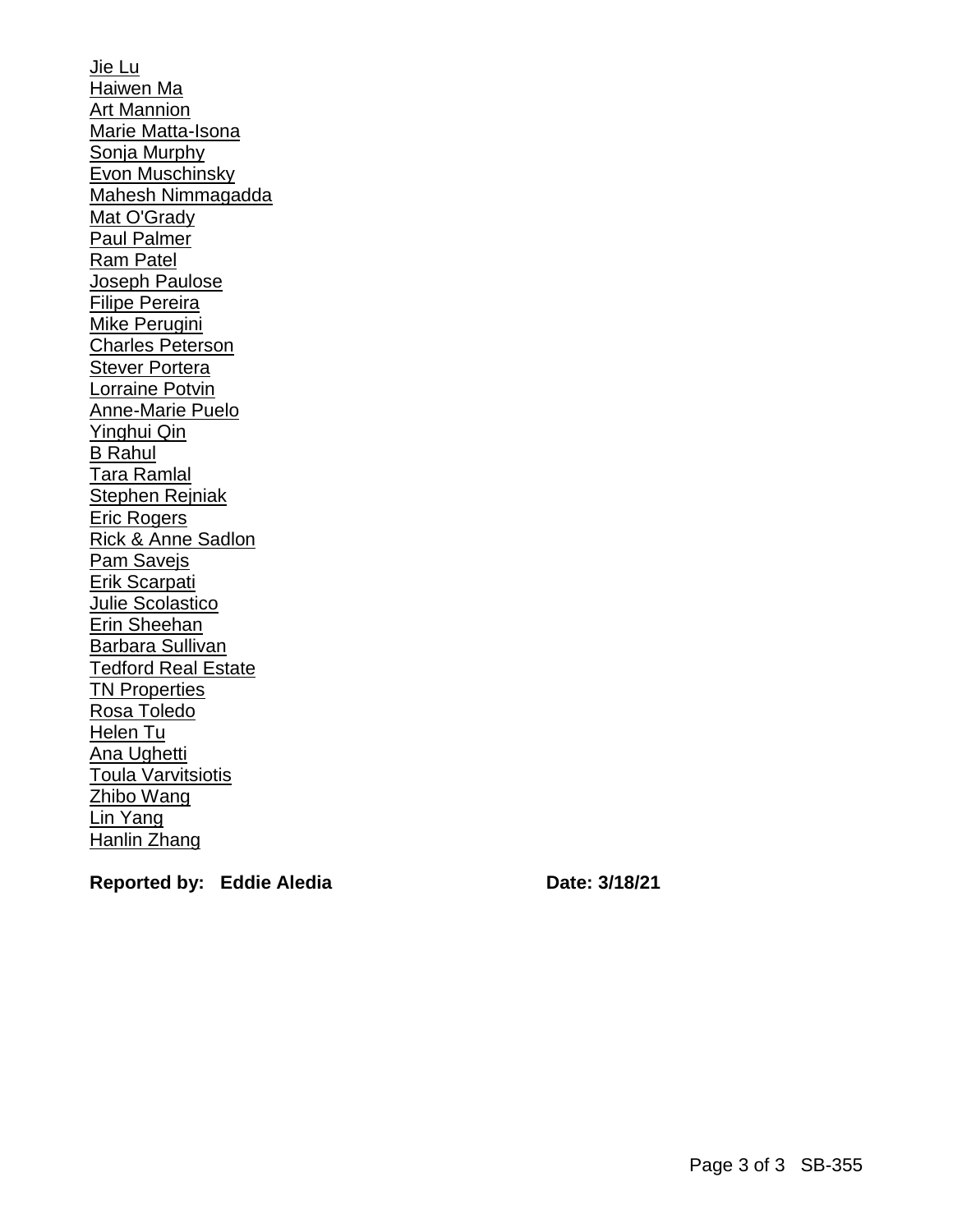Jie Lu
Haiwen Ma
Art Mannion
Marie Matta-Isona
Sonja Murphy
Evon Muschinsky
Mahesh Nimmagadda
Mat O'Grady
Paul Palmer
Ram Patel
Joseph Paulose
Filipe Pereira
Mike Perugini
Charles Peterson
Stever Portera
Lorraine Potvin
Anne-Marie Puelo
Yinghui Qin
B Rahul
Tara Ramlal
Stephen Rejniak
Eric Rogers
Rick & Anne Sadlon
Pam Savejs
Erik Scarpati
Julie Scolastico
Erin Sheehan
Barbara Sullivan
Tedford Real Estate
TN Properties
Rosa Toledo
Helen Tu
Ana Ughetti
Toula Varvitsiotis
Zhibo Wang
Lin Yang
Hanlin Zhang

**Reported by: Eddie Aledia** **Date: 3/18/21**